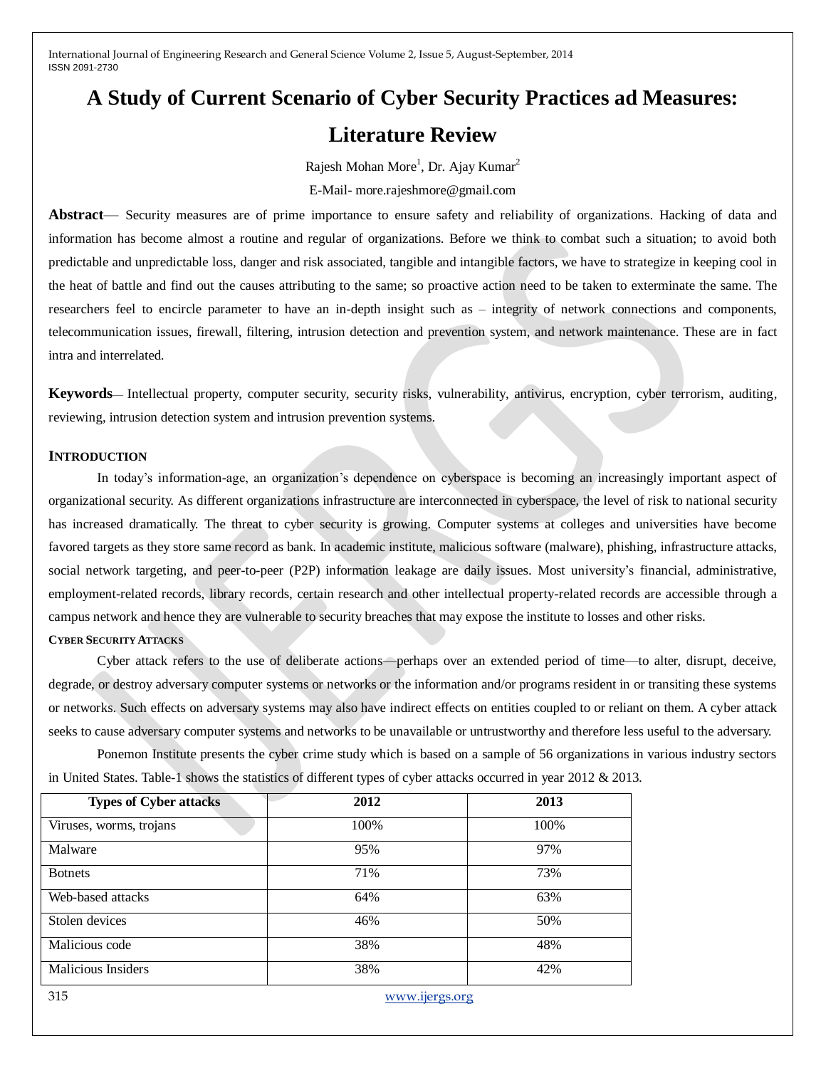# A Study of Current Scenario of Cyber Security Practices ad Measures: Literature Review

Rajesh Mohan More[1], Dr. Ajay Kumar[2]

E-Mail- more.rajeshmore@gmail.com

**Abstract**— Security measures are of prime importance to ensure safety and reliability of organizations. Hacking of data and information has become almost a routine and regular of organizations. Before we think to combat such a situation; to avoid both predictable and unpredictable loss, danger and risk associated, tangible and intangible factors, we have to strategize in keeping cool in the heat of battle and find out the causes attributing to the same; so proactive action need to be taken to exterminate the same. The researchers feel to encircle parameter to have an in-depth insight such as – integrity of network connections and components, telecommunication issues, firewall, filtering, intrusion detection and prevention system, and network maintenance. These are in fact intra and interrelated.

**Keywords**— Intellectual property, computer security, security risks, vulnerability, antivirus, encryption, cyber terrorism, auditing, reviewing, intrusion detection system and intrusion prevention systems.

## INTRODUCTION

In today's information-age, an organization's dependence on cyberspace is becoming an increasingly important aspect of organizational security. As different organizations infrastructure are interconnected in cyberspace, the level of risk to national security has increased dramatically. The threat to cyber security is growing. Computer systems at colleges and universities have become favored targets as they store same record as bank. In academic institute, malicious software (malware), phishing, infrastructure attacks, social network targeting, and peer-to-peer (P2P) information leakage are daily issues. Most university's financial, administrative, employment-related records, library records, certain research and other intellectual property-related records are accessible through a campus network and hence they are vulnerable to security breaches that may expose the institute to losses and other risks.

### CYBER SECURITY ATTACKS

Cyber attack refers to the use of deliberate actions—perhaps over an extended period of time—to alter, disrupt, deceive, degrade, or destroy adversary computer systems or networks or the information and/or programs resident in or transiting these systems or networks. Such effects on adversary systems may also have indirect effects on entities coupled to or reliant on them. A cyber attack seeks to cause adversary computer systems and networks to be unavailable or untrustworthy and therefore less useful to the adversary.

Ponemon Institute presents the cyber crime study which is based on a sample of 56 organizations in various industry sectors in United States. Table-1 shows the statistics of different types of cyber attacks occurred in year 2012 & 2013.

| Types of Cyber attacks | 2012 | 2013 |
|---|---|---|
| Viruses, worms, trojans | 100% | 100% |
| Malware | 95% | 97% |
| Botnets | 71% | 73% |
| Web-based attacks | 64% | 63% |
| Stolen devices | 46% | 50% |
| Malicious code | 38% | 48% |
| Malicious Insiders | 38% | 42% |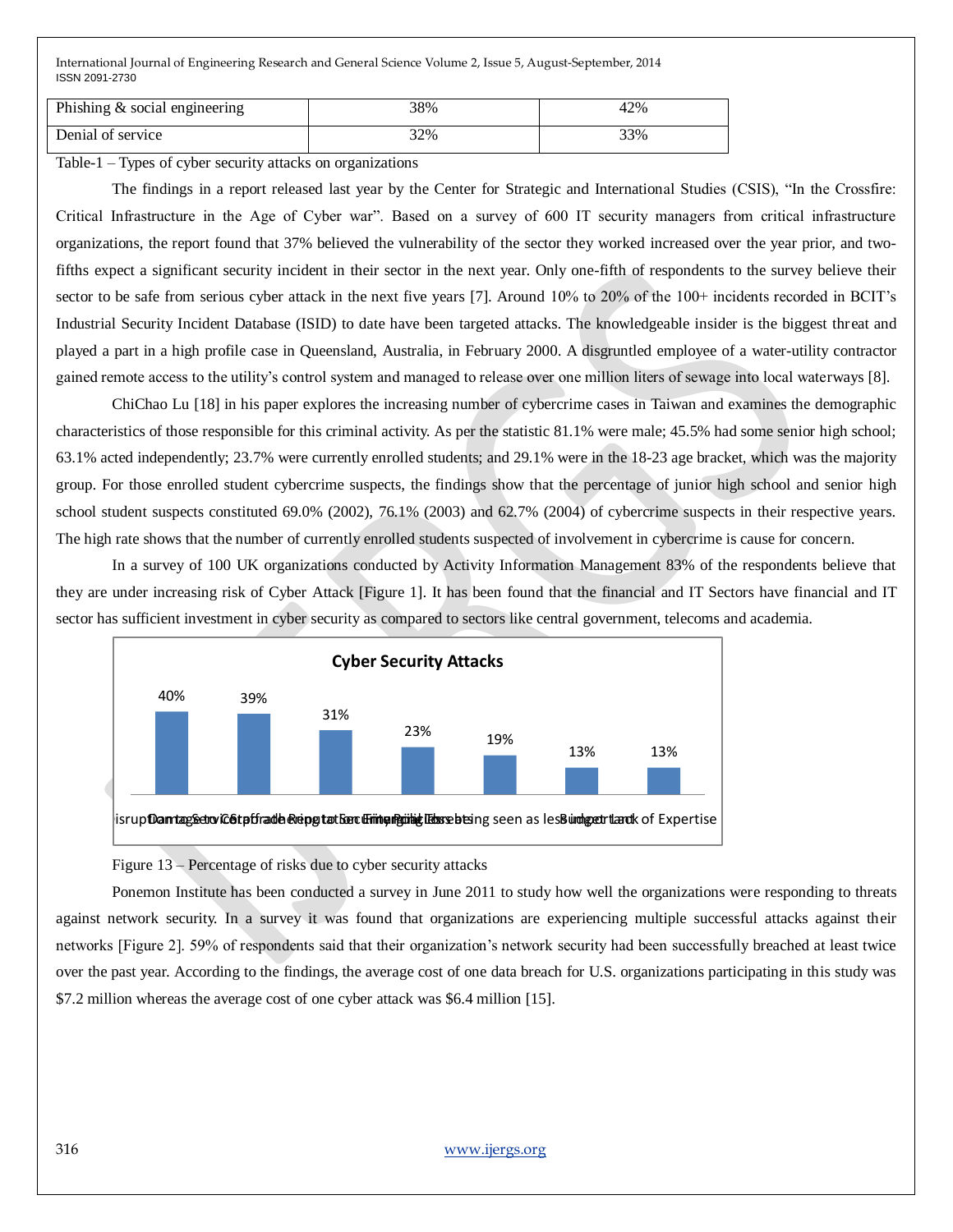| | | |
|---|---|---|
| Phishing & social engineering | 38% | 42% |
| Denial of service | 32% | 33% |

Table-1 – Types of cyber security attacks on organizations

The findings in a report released last year by the Center for Strategic and International Studies (CSIS), "In the Crossfire: Critical Infrastructure in the Age of Cyber war". Based on a survey of 600 IT security managers from critical infrastructure organizations, the report found that 37% believed the vulnerability of the sector they worked increased over the year prior, and two-fifths expect a significant security incident in their sector in the next year. Only one-fifth of respondents to the survey believe their sector to be safe from serious cyber attack in the next five years [7]. Around 10% to 20% of the 100+ incidents recorded in BCIT's Industrial Security Incident Database (ISID) to date have been targeted attacks. The knowledgeable insider is the biggest threat and played a part in a high profile case in Queensland, Australia, in February 2000. A disgruntled employee of a water-utility contractor gained remote access to the utility's control system and managed to release over one million liters of sewage into local waterways [8].

ChiChao Lu [18] in his paper explores the increasing number of cybercrime cases in Taiwan and examines the demographic characteristics of those responsible for this criminal activity. As per the statistic 81.1% were male; 45.5% had some senior high school; 63.1% acted independently; 23.7% were currently enrolled students; and 29.1% were in the 18-23 age bracket, which was the majority group. For those enrolled student cybercrime suspects, the findings show that the percentage of junior high school and senior high school student suspects constituted 69.0% (2002), 76.1% (2003) and 62.7% (2004) of cybercrime suspects in their respective years. The high rate shows that the number of currently enrolled students suspected of involvement in cybercrime is cause for concern.

In a survey of 100 UK organizations conducted by Activity Information Management 83% of the respondents believe that they are under increasing risk of Cyber Attack [Figure 1]. It has been found that the financial and IT Sectors have financial and IT sector has sufficient investment in cyber security as compared to sectors like central government, telecoms and academia.

Figure 13 – Percentage of risks due to cyber security attacks

Ponemon Institute has been conducted a survey in June 2011 to study how well the organizations were responding to threats against network security. In a survey it was found that organizations are experiencing multiple successful attacks against their networks [Figure 2]. 59% of respondents said that their organization's network security had been successfully breached at least twice over the past year. According to the findings, the average cost of one data breach for U.S. organizations participating in this study was $7.2 million whereas the average cost of one cyber attack was $6.4 million [15].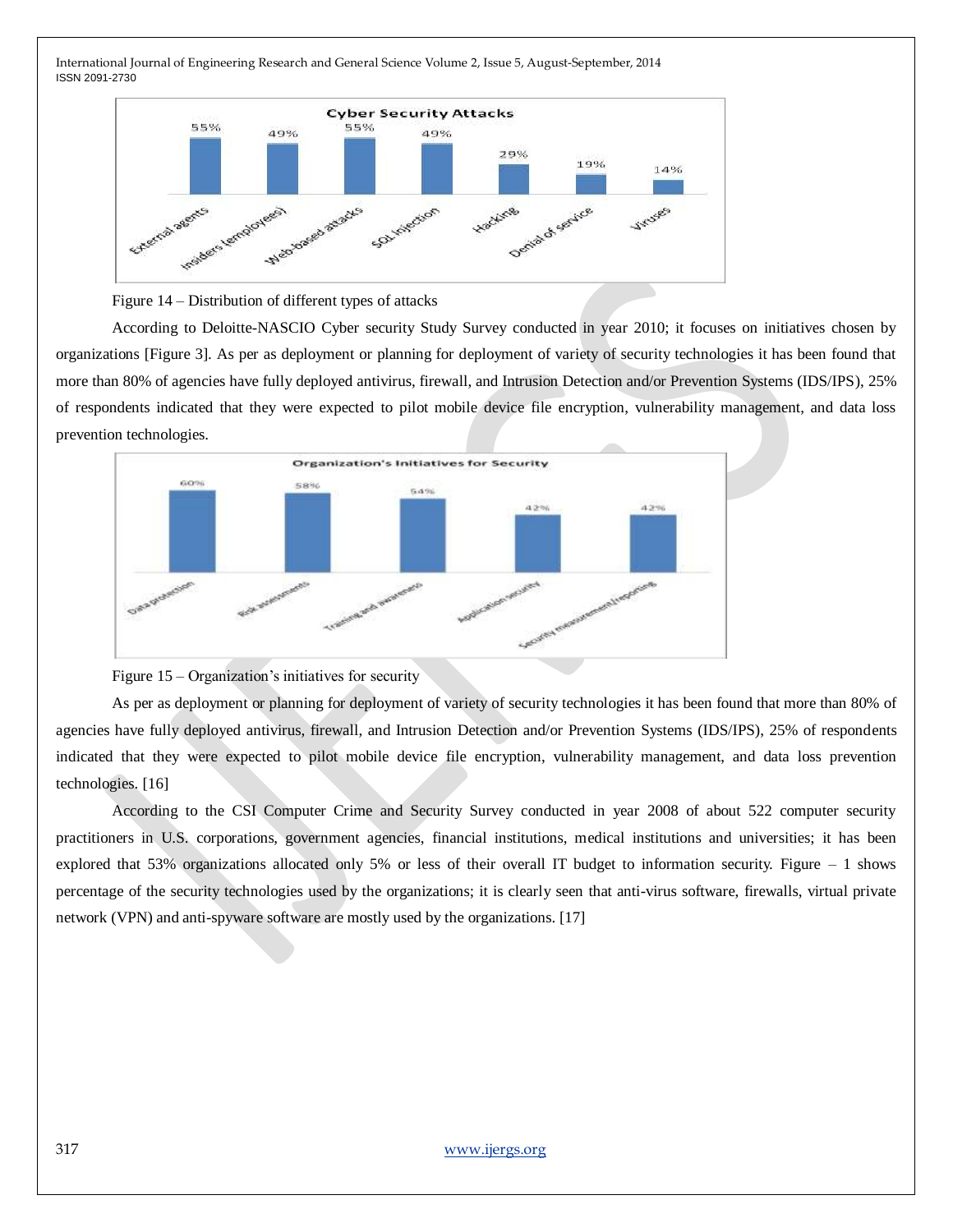Figure 14 – Distribution of different types of attacks

According to Deloitte-NASCIO Cyber security Study Survey conducted in year 2010; it focuses on initiatives chosen by organizations [Figure 3]. As per as deployment or planning for deployment of variety of security technologies it has been found that more than 80% of agencies have fully deployed antivirus, firewall, and Intrusion Detection and/or Prevention Systems (IDS/IPS), 25% of respondents indicated that they were expected to pilot mobile device file encryption, vulnerability management, and data loss prevention technologies.

Figure 15 – Organization's initiatives for security

As per as deployment or planning for deployment of variety of security technologies it has been found that more than 80% of agencies have fully deployed antivirus, firewall, and Intrusion Detection and/or Prevention Systems (IDS/IPS), 25% of respondents indicated that they were expected to pilot mobile device file encryption, vulnerability management, and data loss prevention technologies. [16]

According to the CSI Computer Crime and Security Survey conducted in year 2008 of about 522 computer security practitioners in U.S. corporations, government agencies, financial institutions, medical institutions and universities; it has been explored that 53% organizations allocated only 5% or less of their overall IT budget to information security. Figure – 1 shows percentage of the security technologies used by the organizations; it is clearly seen that anti-virus software, firewalls, virtual private network (VPN) and anti-spyware software are mostly used by the organizations. [17]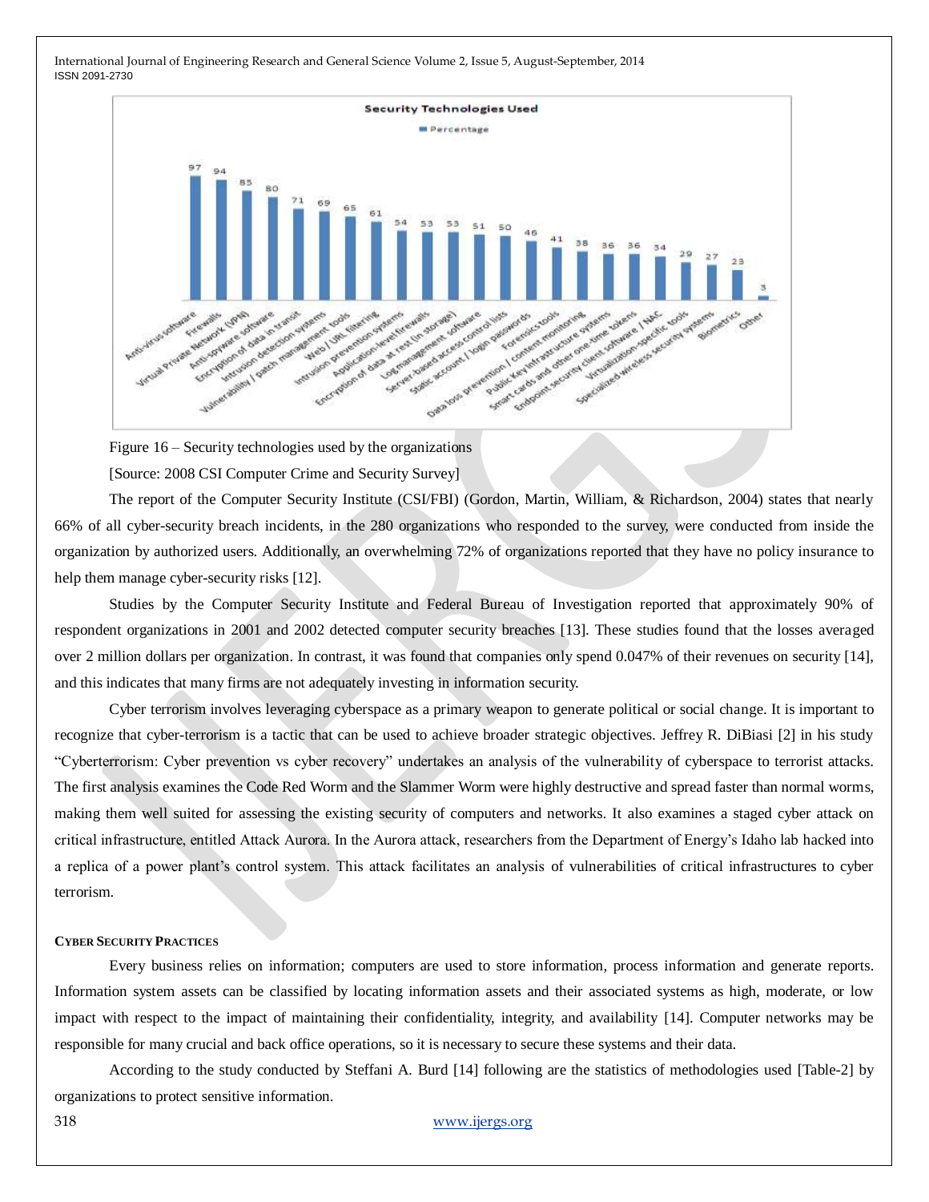**Security Technologies Used**

| Technology | Percentage |
|---|---|
| Anti-virus software | 97 |
| Firewalls | 94 |
| Virtual Private Network (VPN) | 85 |
| Anti-spyware software | 80 |
| Encryption of data in transit | 71 |
| Intrusion detection systems | 69 |
| Vulnerability / patch management tools | 65 |
| Web / URL filtering | 61 |
| Intrusion prevention systems | 54 |
| Application-level firewalls | 53 |
| Encryption of data at rest (in storage) | 53 |
| Log management software | 51 |
| Server-based access control lists | 50 |
| Static account / login passwords | 46 |
| Forensics tools | 41 |
| Data loss prevention / content monitoring | 38 |
| Public Key Infrastructure systems | 36 |
| Smart cards and other one-time tokens | 36 |
| Endpoint security client software / NAC | 34 |
| Virtualization-specific tools | 29 |
| Specialized wireless security systems | 27 |
| Biometrics | 23 |
| Other | 3 |

Figure 16 – Security technologies used by the organizations

[Source: 2008 CSI Computer Crime and Security Survey]

The report of the Computer Security Institute (CSI/FBI) (Gordon, Martin, William, & Richardson, 2004) states that nearly 66% of all cyber-security breach incidents, in the 280 organizations who responded to the survey, were conducted from inside the organization by authorized users. Additionally, an overwhelming 72% of organizations reported that they have no policy insurance to help them manage cyber-security risks [12].

Studies by the Computer Security Institute and Federal Bureau of Investigation reported that approximately 90% of respondent organizations in 2001 and 2002 detected computer security breaches [13]. These studies found that the losses averaged over 2 million dollars per organization. In contrast, it was found that companies only spend 0.047% of their revenues on security [14], and this indicates that many firms are not adequately investing in information security.

Cyber terrorism involves leveraging cyberspace as a primary weapon to generate political or social change. It is important to recognize that cyber-terrorism is a tactic that can be used to achieve broader strategic objectives. Jeffrey R. DiBiasi [2] in his study "Cyberterrorism: Cyber prevention vs cyber recovery" undertakes an analysis of the vulnerability of cyberspace to terrorist attacks. The first analysis examines the Code Red Worm and the Slammer Worm were highly destructive and spread faster than normal worms, making them well suited for assessing the existing security of computers and networks. It also examines a staged cyber attack on critical infrastructure, entitled Attack Aurora. In the Aurora attack, researchers from the Department of Energy's Idaho lab hacked into a replica of a power plant's control system. This attack facilitates an analysis of vulnerabilities of critical infrastructures to cyber terrorism.

## CYBER SECURITY PRACTICES

Every business relies on information; computers are used to store information, process information and generate reports. Information system assets can be classified by locating information assets and their associated systems as high, moderate, or low impact with respect to the impact of maintaining their confidentiality, integrity, and availability [14]. Computer networks may be responsible for many crucial and back office operations, so it is necessary to secure these systems and their data.

According to the study conducted by Steffani A. Burd [14] following are the statistics of methodologies used [Table-2] by organizations to protect sensitive information.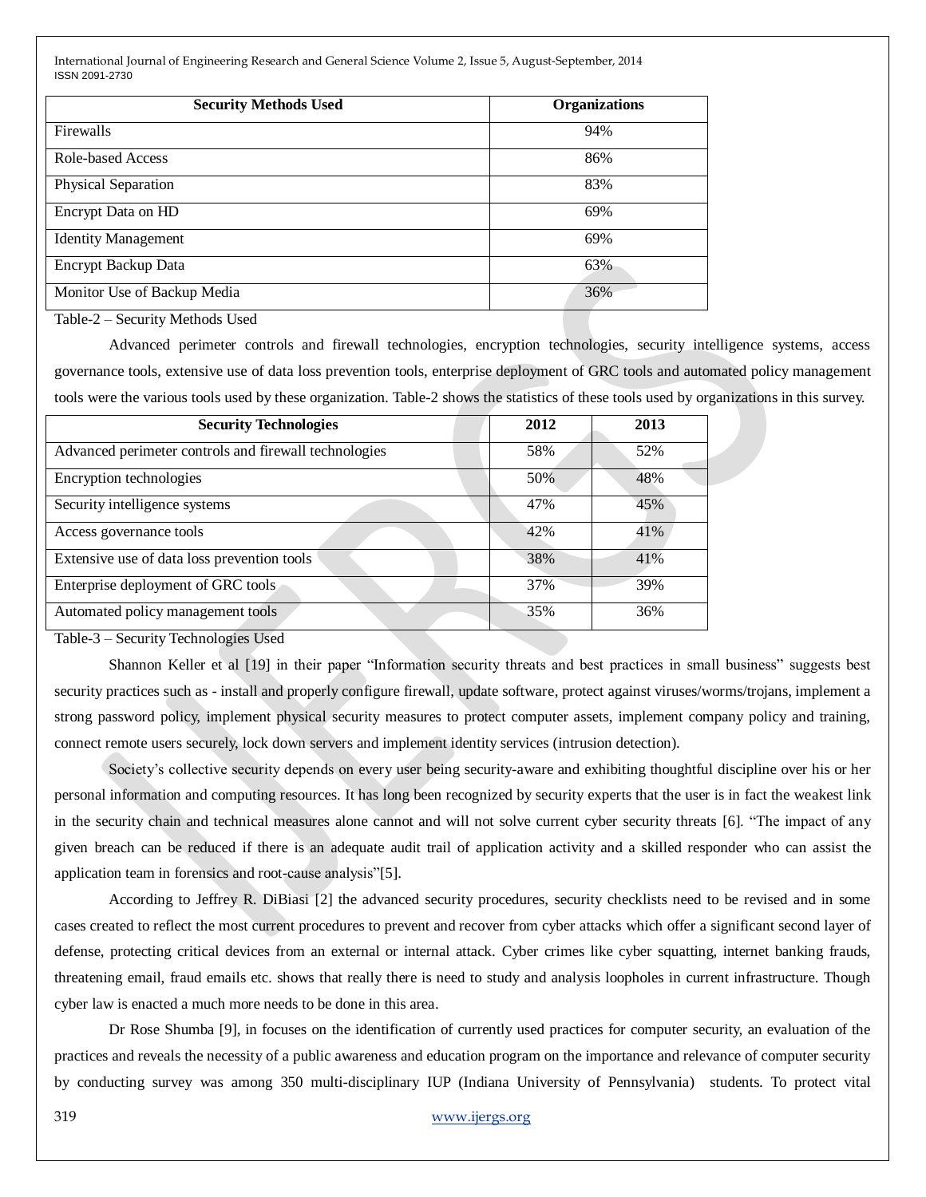| Security Methods Used | Organizations |
|---|---|
| Firewalls | 94% |
| Role-based Access | 86% |
| Physical Separation | 83% |
| Encrypt Data on HD | 69% |
| Identity Management | 69% |
| Encrypt Backup Data | 63% |
| Monitor Use of Backup Media | 36% |

Table-2 – Security Methods Used

Advanced perimeter controls and firewall technologies, encryption technologies, security intelligence systems, access governance tools, extensive use of data loss prevention tools, enterprise deployment of GRC tools and automated policy management tools were the various tools used by these organization. Table-2 shows the statistics of these tools used by organizations in this survey.

| Security Technologies | 2012 | 2013 |
|---|---|---|
| Advanced perimeter controls and firewall technologies | 58% | 52% |
| Encryption technologies | 50% | 48% |
| Security intelligence systems | 47% | 45% |
| Access governance tools | 42% | 41% |
| Extensive use of data loss prevention tools | 38% | 41% |
| Enterprise deployment of GRC tools | 37% | 39% |
| Automated policy management tools | 35% | 36% |

Table-3 – Security Technologies Used

Shannon Keller et al [19] in their paper "Information security threats and best practices in small business" suggests best security practices such as - install and properly configure firewall, update software, protect against viruses/worms/trojans, implement a strong password policy, implement physical security measures to protect computer assets, implement company policy and training, connect remote users securely, lock down servers and implement identity services (intrusion detection).

Society's collective security depends on every user being security-aware and exhibiting thoughtful discipline over his or her personal information and computing resources. It has long been recognized by security experts that the user is in fact the weakest link in the security chain and technical measures alone cannot and will not solve current cyber security threats [6]. "The impact of any given breach can be reduced if there is an adequate audit trail of application activity and a skilled responder who can assist the application team in forensics and root-cause analysis"[5].

According to Jeffrey R. DiBiasi [2] the advanced security procedures, security checklists need to be revised and in some cases created to reflect the most current procedures to prevent and recover from cyber attacks which offer a significant second layer of defense, protecting critical devices from an external or internal attack. Cyber crimes like cyber squatting, internet banking frauds, threatening email, fraud emails etc. shows that really there is need to study and analysis loopholes in current infrastructure. Though cyber law is enacted a much more needs to be done in this area.

Dr Rose Shumba [9], in focuses on the identification of currently used practices for computer security, an evaluation of the practices and reveals the necessity of a public awareness and education program on the importance and relevance of computer security by conducting survey was among 350 multi-disciplinary IUP (Indiana University of Pennsylvania) students. To protect vital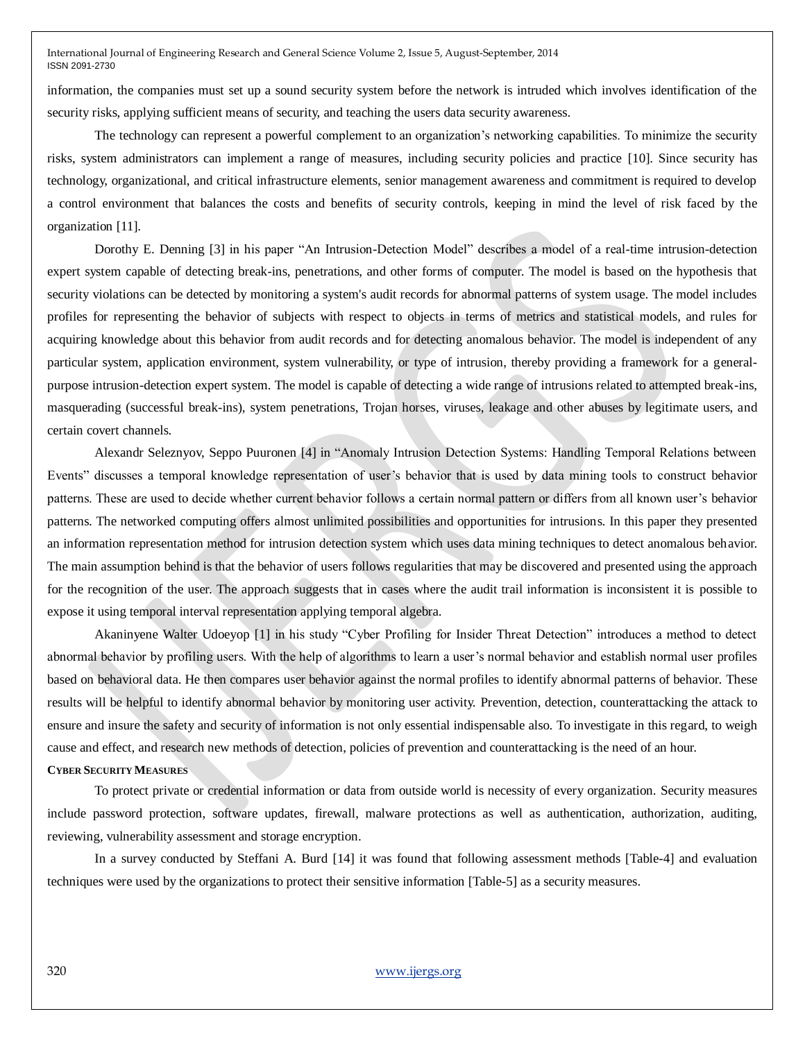information, the companies must set up a sound security system before the network is intruded which involves identification of the security risks, applying sufficient means of security, and teaching the users data security awareness.

The technology can represent a powerful complement to an organization's networking capabilities. To minimize the security risks, system administrators can implement a range of measures, including security policies and practice [10]. Since security has technology, organizational, and critical infrastructure elements, senior management awareness and commitment is required to develop a control environment that balances the costs and benefits of security controls, keeping in mind the level of risk faced by the organization [11].

Dorothy E. Denning [3] in his paper "An Intrusion-Detection Model" describes a model of a real-time intrusion-detection expert system capable of detecting break-ins, penetrations, and other forms of computer. The model is based on the hypothesis that security violations can be detected by monitoring a system's audit records for abnormal patterns of system usage. The model includes profiles for representing the behavior of subjects with respect to objects in terms of metrics and statistical models, and rules for acquiring knowledge about this behavior from audit records and for detecting anomalous behavior. The model is independent of any particular system, application environment, system vulnerability, or type of intrusion, thereby providing a framework for a general-purpose intrusion-detection expert system. The model is capable of detecting a wide range of intrusions related to attempted break-ins, masquerading (successful break-ins), system penetrations, Trojan horses, viruses, leakage and other abuses by legitimate users, and certain covert channels.

Alexandr Seleznyov, Seppo Puuronen [4] in "Anomaly Intrusion Detection Systems: Handling Temporal Relations between Events" discusses a temporal knowledge representation of user's behavior that is used by data mining tools to construct behavior patterns. These are used to decide whether current behavior follows a certain normal pattern or differs from all known user's behavior patterns. The networked computing offers almost unlimited possibilities and opportunities for intrusions. In this paper they presented an information representation method for intrusion detection system which uses data mining techniques to detect anomalous behavior. The main assumption behind is that the behavior of users follows regularities that may be discovered and presented using the approach for the recognition of the user. The approach suggests that in cases where the audit trail information is inconsistent it is possible to expose it using temporal interval representation applying temporal algebra.

Akaninyene Walter Udoeyop [1] in his study "Cyber Profiling for Insider Threat Detection" introduces a method to detect abnormal behavior by profiling users. With the help of algorithms to learn a user's normal behavior and establish normal user profiles based on behavioral data. He then compares user behavior against the normal profiles to identify abnormal patterns of behavior. These results will be helpful to identify abnormal behavior by monitoring user activity. Prevention, detection, counterattacking the attack to ensure and insure the safety and security of information is not only essential indispensable also. To investigate in this regard, to weigh cause and effect, and research new methods of detection, policies of prevention and counterattacking is the need of an hour.

**CYBER SECURITY MEASURES**

To protect private or credential information or data from outside world is necessity of every organization. Security measures include password protection, software updates, firewall, malware protections as well as authentication, authorization, auditing, reviewing, vulnerability assessment and storage encryption.

In a survey conducted by Steffani A. Burd [14] it was found that following assessment methods [Table-4] and evaluation techniques were used by the organizations to protect their sensitive information [Table-5] as a security measures.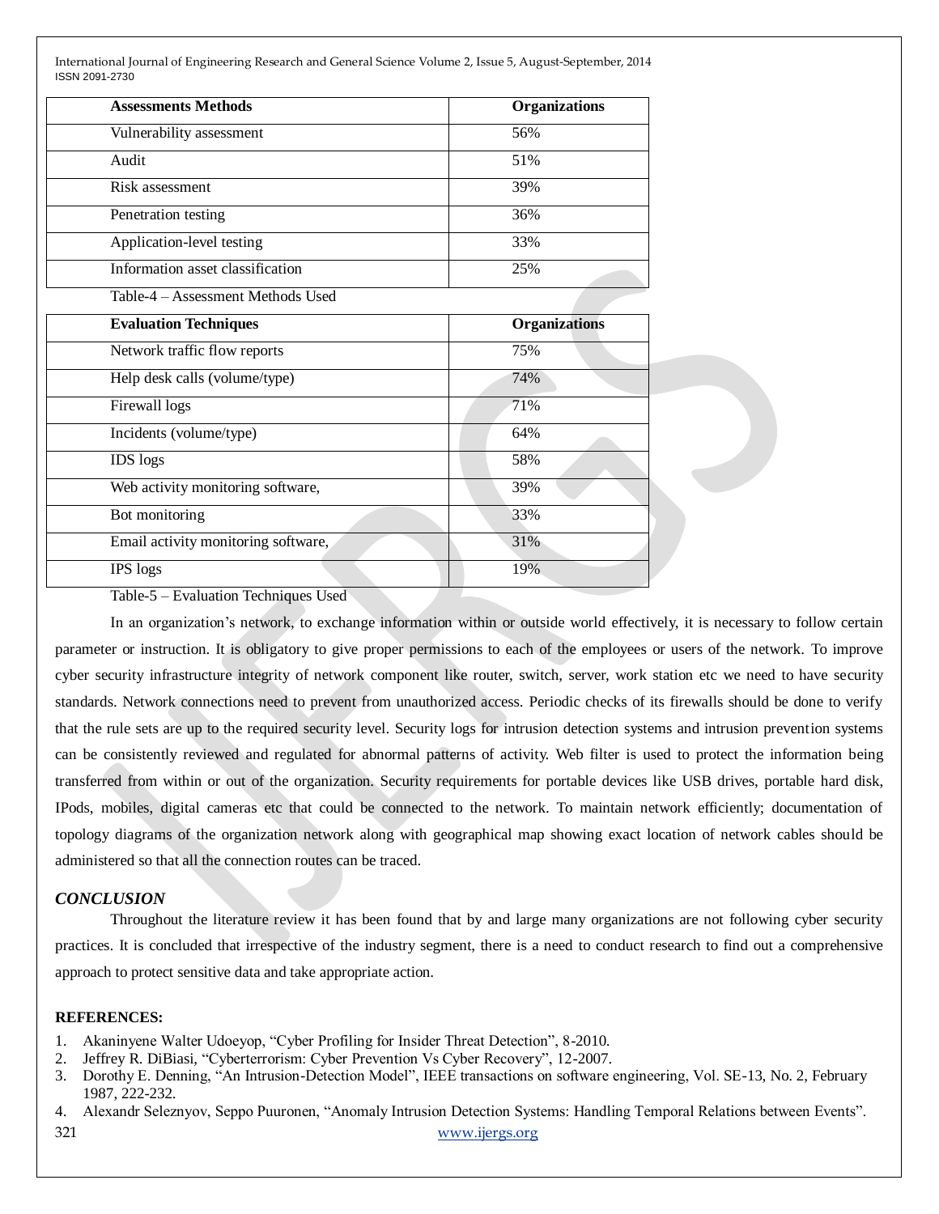| Assessments Methods | Organizations |
|---|---|
| Vulnerability assessment | 56% |
| Audit | 51% |
| Risk assessment | 39% |
| Penetration testing | 36% |
| Application-level testing | 33% |
| Information asset classification | 25% |

Table-4 – Assessment Methods Used

| Evaluation Techniques | Organizations |
|---|---|
| Network traffic flow reports | 75% |
| Help desk calls (volume/type) | 74% |
| Firewall logs | 71% |
| Incidents (volume/type) | 64% |
| IDS logs | 58% |
| Web activity monitoring software, | 39% |
| Bot monitoring | 33% |
| Email activity monitoring software, | 31% |
| IPS logs | 19% |

Table-5 – Evaluation Techniques Used

In an organization's network, to exchange information within or outside world effectively, it is necessary to follow certain parameter or instruction. It is obligatory to give proper permissions to each of the employees or users of the network. To improve cyber security infrastructure integrity of network component like router, switch, server, work station etc we need to have security standards. Network connections need to prevent from unauthorized access. Periodic checks of its firewalls should be done to verify that the rule sets are up to the required security level. Security logs for intrusion detection systems and intrusion prevention systems can be consistently reviewed and regulated for abnormal patterns of activity. Web filter is used to protect the information being transferred from within or out of the organization. Security requirements for portable devices like USB drives, portable hard disk, IPods, mobiles, digital cameras etc that could be connected to the network. To maintain network efficiently; documentation of topology diagrams of the organization network along with geographical map showing exact location of network cables should be administered so that all the connection routes can be traced.

## *CONCLUSION*

Throughout the literature review it has been found that by and large many organizations are not following cyber security practices. It is concluded that irrespective of the industry segment, there is a need to conduct research to find out a comprehensive approach to protect sensitive data and take appropriate action.

## REFERENCES:

1. Akaninyene Walter Udoeyop, "Cyber Profiling for Insider Threat Detection", 8-2010.
2. Jeffrey R. DiBiasi, "Cyberterrorism: Cyber Prevention Vs Cyber Recovery", 12-2007.
3. Dorothy E. Denning, "An Intrusion-Detection Model", IEEE transactions on software engineering, Vol. SE-13, No. 2, February 1987, 222-232.
4. Alexandr Seleznyov, Seppo Puuronen, "Anomaly Intrusion Detection Systems: Handling Temporal Relations between Events".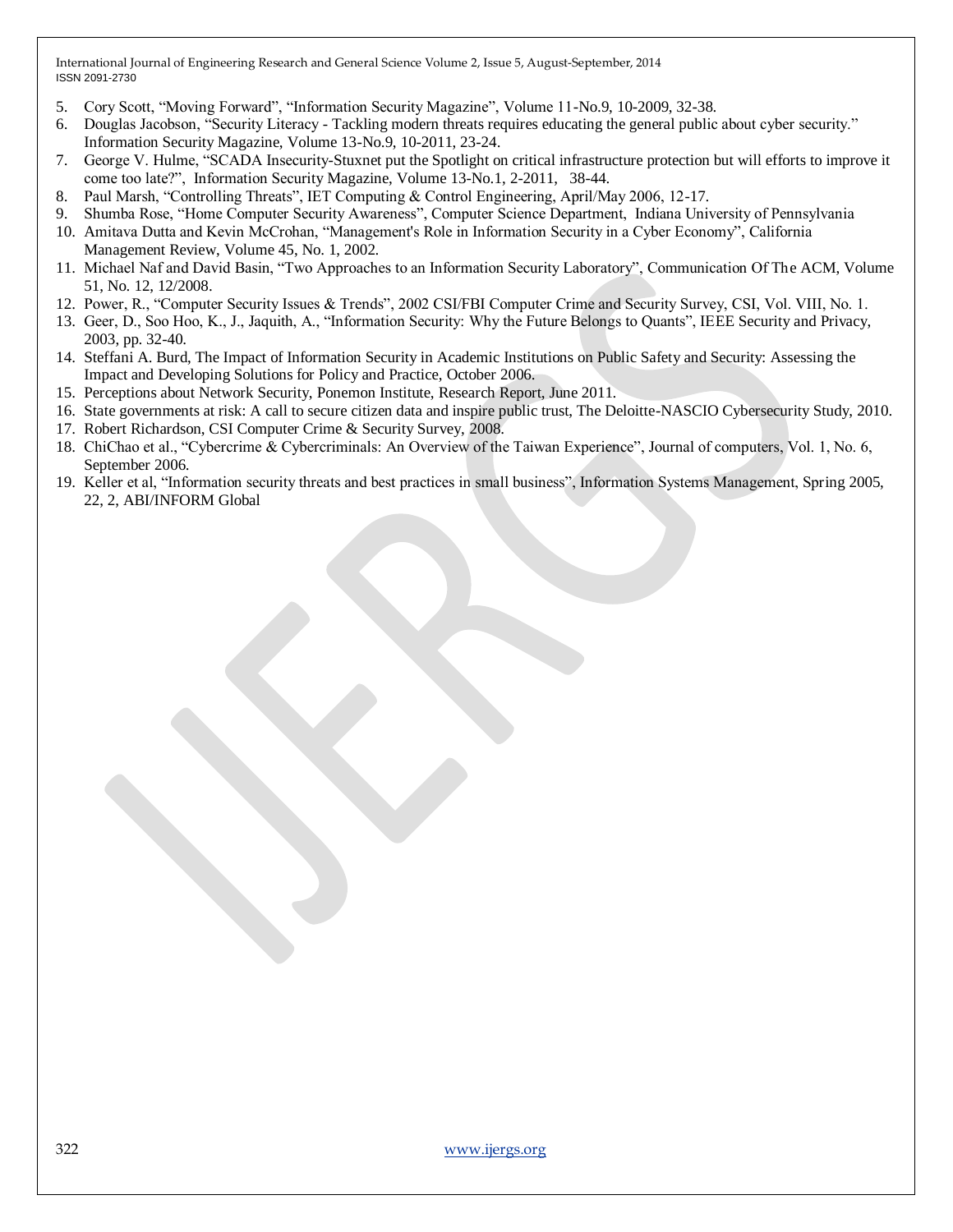5. Cory Scott, "Moving Forward", "Information Security Magazine", Volume 11-No.9, 10-2009, 32-38.
6. Douglas Jacobson, "Security Literacy - Tackling modern threats requires educating the general public about cyber security." Information Security Magazine, Volume 13-No.9, 10-2011, 23-24.
7. George V. Hulme, "SCADA Insecurity-Stuxnet put the Spotlight on critical infrastructure protection but will efforts to improve it come too late?", Information Security Magazine, Volume 13-No.1, 2-2011, 38-44.
8. Paul Marsh, "Controlling Threats", IET Computing & Control Engineering, April/May 2006, 12-17.
9. Shumba Rose, "Home Computer Security Awareness", Computer Science Department, Indiana University of Pennsylvania
10. Amitava Dutta and Kevin McCrohan, "Management's Role in Information Security in a Cyber Economy", California Management Review, Volume 45, No. 1, 2002.
11. Michael Naf and David Basin, "Two Approaches to an Information Security Laboratory", Communication Of The ACM, Volume 51, No. 12, 12/2008.
12. Power, R., "Computer Security Issues & Trends", 2002 CSI/FBI Computer Crime and Security Survey, CSI, Vol. VIII, No. 1.
13. Geer, D., Soo Hoo, K., J., Jaquith, A., "Information Security: Why the Future Belongs to Quants", IEEE Security and Privacy, 2003, pp. 32-40.
14. Steffani A. Burd, The Impact of Information Security in Academic Institutions on Public Safety and Security: Assessing the Impact and Developing Solutions for Policy and Practice, October 2006.
15. Perceptions about Network Security, Ponemon Institute, Research Report, June 2011.
16. State governments at risk: A call to secure citizen data and inspire public trust, The Deloitte-NASCIO Cybersecurity Study, 2010.
17. Robert Richardson, CSI Computer Crime & Security Survey, 2008.
18. ChiChao et al., "Cybercrime & Cybercriminals: An Overview of the Taiwan Experience", Journal of computers, Vol. 1, No. 6, September 2006.
19. Keller et al, "Information security threats and best practices in small business", Information Systems Management, Spring 2005, 22, 2, ABI/INFORM Global